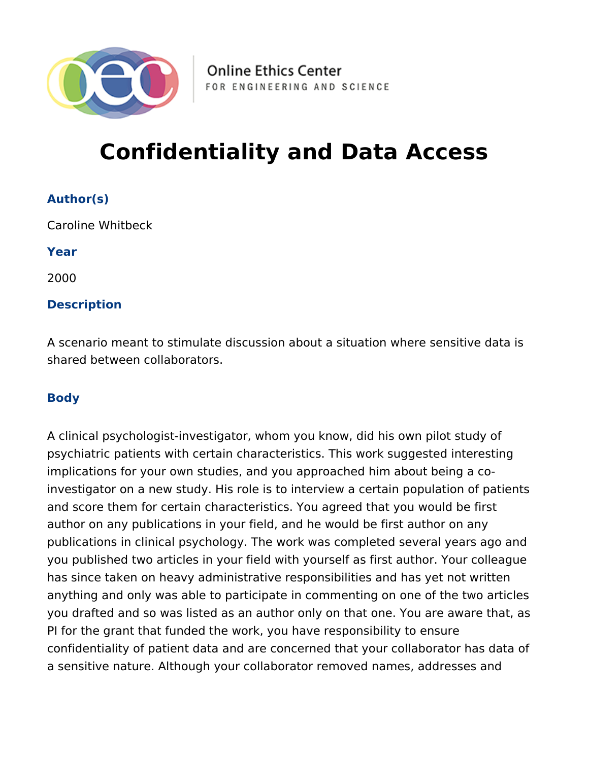Online Ethics Center
FOR ENGINEERING AND SCIENCE

# Confidentiality and Data Access

### Author(s)

Caroline Whitbeck

### Year

2000

### Description

A scenario meant to stimulate discussion about a situation where sensitive data is shared between collaborators.

### Body

A clinical psychologist-investigator, whom you know, did his own pilot study of psychiatric patients with certain characteristics. This work suggested interesting implications for your own studies, and you approached him about being a co-investigator on a new study. His role is to interview a certain population of patients and score them for certain characteristics. You agreed that you would be first author on any publications in your field, and he would be first author on any publications in clinical psychology. The work was completed several years ago and you published two articles in your field with yourself as first author. Your colleague has since taken on heavy administrative responsibilities and has yet not written anything and only was able to participate in commenting on one of the two articles you drafted and so was listed as an author only on that one. You are aware that, as PI for the grant that funded the work, you have responsibility to ensure confidentiality of patient data and are concerned that your collaborator has data of a sensitive nature. Although your collaborator removed names, addresses and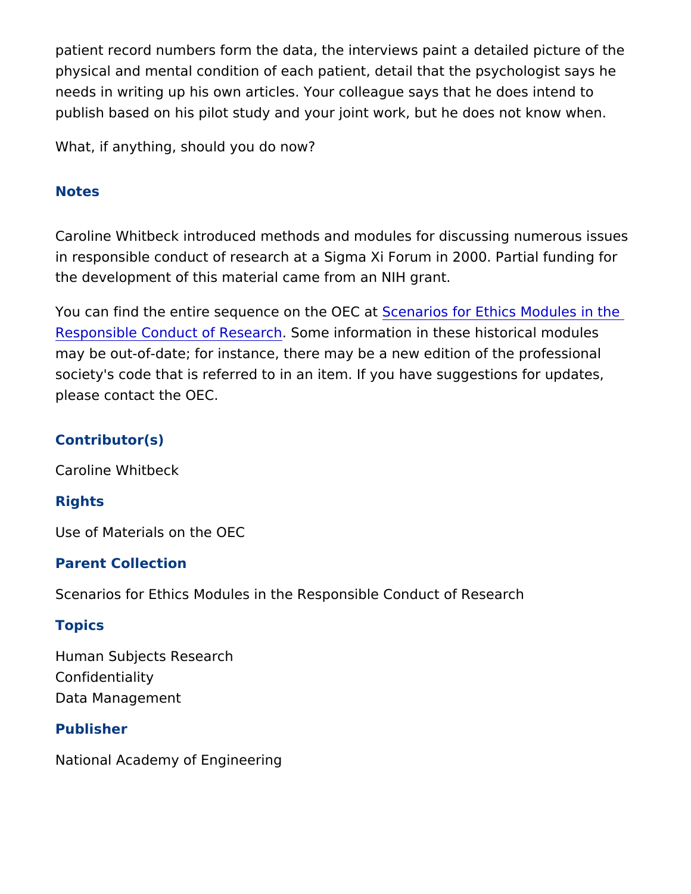patient record numbers form the data, the interviews paint a detailed picture of the physical and mental condition of each patient, detail that the psychologist says he needs in writing up his own articles. Your colleague says that he does intend to publish based on his pilot study and your joint work, but he does not know when.

What, if anything, should you do now?

### Notes

Caroline Whitbeck introduced methods and modules for discussing numerous issues in responsible conduct of research at a Sigma Xi Forum in 2000. Partial funding for the development of this material came from an NIH grant.

You can find the entire sequence on the OEC at Scenarios for Ethics Modules in the Responsible Conduct of Research. Some information in these historical modules may be out-of-date; for instance, there may be a new edition of the professional society's code that is referred to in an item. If you have suggestions for updates, please contact the OEC.

### Contributor(s)

Caroline Whitbeck

### Rights

Use of Materials on the OEC

### Parent Collection

Scenarios for Ethics Modules in the Responsible Conduct of Research

### Topics

Human Subjects Research
Confidentiality
Data Management

### Publisher

National Academy of Engineering